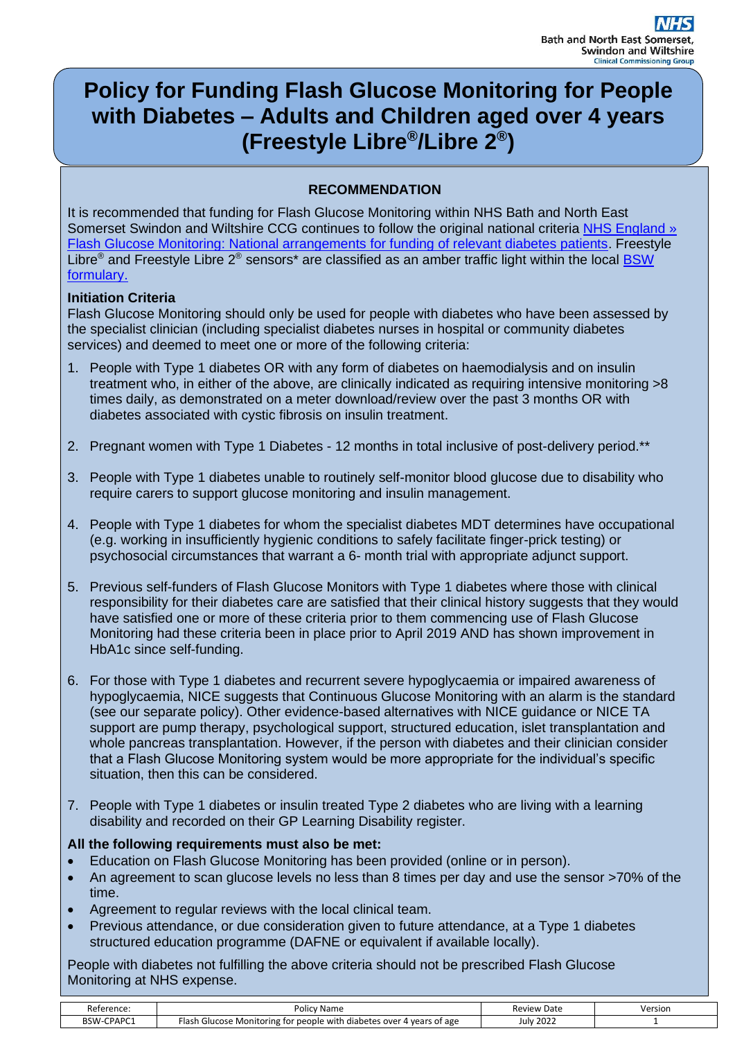Bath and North East Somerset, Swindon and Wiltshire Clinical Commissioning Group

# Policy for Funding Flash Glucose Monitoring for People with Diabetes – Adults and Children aged over 4 years (Freestyle Libre®/Libre 2®)

**RECOMMENDATION**

It is recommended that funding for Flash Glucose Monitoring within NHS Bath and North East Somerset Swindon and Wiltshire CCG continues to follow the original national criteria NHS England » Flash Glucose Monitoring: National arrangements for funding of relevant diabetes patients. Freestyle Libre® and Freestyle Libre 2® sensors* are classified as an amber traffic light within the local BSW formulary.

**Initiation Criteria**

Flash Glucose Monitoring should only be used for people with diabetes who have been assessed by the specialist clinician (including specialist diabetes nurses in hospital or community diabetes services) and deemed to meet one or more of the following criteria:

1. People with Type 1 diabetes OR with any form of diabetes on haemodialysis and on insulin treatment who, in either of the above, are clinically indicated as requiring intensive monitoring >8 times daily, as demonstrated on a meter download/review over the past 3 months OR with diabetes associated with cystic fibrosis on insulin treatment.

2. Pregnant women with Type 1 Diabetes - 12 months in total inclusive of post-delivery period.**

3. People with Type 1 diabetes unable to routinely self-monitor blood glucose due to disability who require carers to support glucose monitoring and insulin management.

4. People with Type 1 diabetes for whom the specialist diabetes MDT determines have occupational (e.g. working in insufficiently hygienic conditions to safely facilitate finger-prick testing) or psychosocial circumstances that warrant a 6- month trial with appropriate adjunct support.

5. Previous self-funders of Flash Glucose Monitors with Type 1 diabetes where those with clinical responsibility for their diabetes care are satisfied that their clinical history suggests that they would have satisfied one or more of these criteria prior to them commencing use of Flash Glucose Monitoring had these criteria been in place prior to April 2019 AND has shown improvement in HbA1c since self-funding.

6. For those with Type 1 diabetes and recurrent severe hypoglycaemia or impaired awareness of hypoglycaemia, NICE suggests that Continuous Glucose Monitoring with an alarm is the standard (see our separate policy). Other evidence-based alternatives with NICE guidance or NICE TA support are pump therapy, psychological support, structured education, islet transplantation and whole pancreas transplantation. However, if the person with diabetes and their clinician consider that a Flash Glucose Monitoring system would be more appropriate for the individual's specific situation, then this can be considered.

7. People with Type 1 diabetes or insulin treated Type 2 diabetes who are living with a learning disability and recorded on their GP Learning Disability register.

**All the following requirements must also be met:**

- Education on Flash Glucose Monitoring has been provided (online or in person).
- An agreement to scan glucose levels no less than 8 times per day and use the sensor >70% of the time.
- Agreement to regular reviews with the local clinical team.
- Previous attendance, or due consideration given to future attendance, at a Type 1 diabetes structured education programme (DAFNE or equivalent if available locally).

People with diabetes not fulfilling the above criteria should not be prescribed Flash Glucose Monitoring at NHS expense.

| Reference: | Policy Name | Review Date | Version |
|---|---|---|---|
| BSW-CPAPC1 | Flash Glucose Monitoring for people with diabetes over 4 years of age | July 2022 | 1 |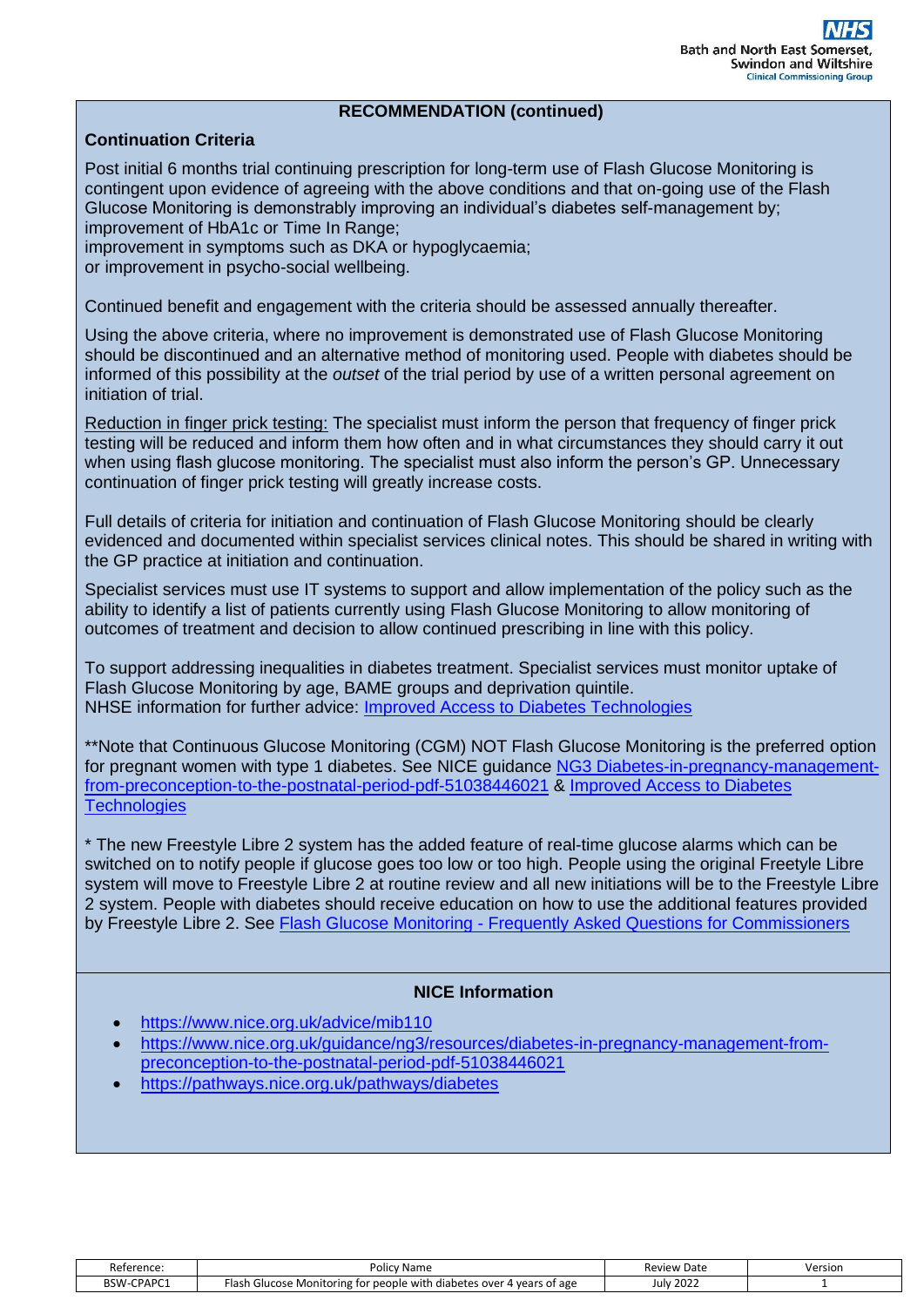## RECOMMENDATION (continued)

### Continuation Criteria

Post initial 6 months trial continuing prescription for long-term use of Flash Glucose Monitoring is contingent upon evidence of agreeing with the above conditions and that on-going use of the Flash Glucose Monitoring is demonstrably improving an individual's diabetes self-management by; improvement of HbA1c or Time In Range;
improvement in symptoms such as DKA or hypoglycaemia;
or improvement in psycho-social wellbeing.

Continued benefit and engagement with the criteria should be assessed annually thereafter.

Using the above criteria, where no improvement is demonstrated use of Flash Glucose Monitoring should be discontinued and an alternative method of monitoring used. People with diabetes should be informed of this possibility at the *outset* of the trial period by use of a written personal agreement on initiation of trial.

Reduction in finger prick testing: The specialist must inform the person that frequency of finger prick testing will be reduced and inform them how often and in what circumstances they should carry it out when using flash glucose monitoring. The specialist must also inform the person's GP. Unnecessary continuation of finger prick testing will greatly increase costs.

Full details of criteria for initiation and continuation of Flash Glucose Monitoring should be clearly evidenced and documented within specialist services clinical notes. This should be shared in writing with the GP practice at initiation and continuation.

Specialist services must use IT systems to support and allow implementation of the policy such as the ability to identify a list of patients currently using Flash Glucose Monitoring to allow monitoring of outcomes of treatment and decision to allow continued prescribing in line with this policy.

To support addressing inequalities in diabetes treatment. Specialist services must monitor uptake of Flash Glucose Monitoring by age, BAME groups and deprivation quintile.
NHSE information for further advice: Improved Access to Diabetes Technologies

**Note that Continuous Glucose Monitoring (CGM) NOT Flash Glucose Monitoring is the preferred option for pregnant women with type 1 diabetes. See NICE guidance NG3 Diabetes-in-pregnancy-management-from-preconception-to-the-postnatal-period-pdf-51038446021 & Improved Access to Diabetes Technologies

* The new Freestyle Libre 2 system has the added feature of real-time glucose alarms which can be switched on to notify people if glucose goes too low or too high. People using the original Freetyle Libre system will move to Freestyle Libre 2 at routine review and all new initiations will be to the Freestyle Libre 2 system. People with diabetes should receive education on how to use the additional features provided by Freestyle Libre 2. See Flash Glucose Monitoring - Frequently Asked Questions for Commissioners

## NICE Information

- https://www.nice.org.uk/advice/mib110
- https://www.nice.org.uk/guidance/ng3/resources/diabetes-in-pregnancy-management-from-preconception-to-the-postnatal-period-pdf-51038446021
- https://pathways.nice.org.uk/pathways/diabetes

| Reference: | Policy Name | Review Date | Version |
|---|---|---|---|
| BSW-CPAPC1 | Flash Glucose Monitoring for people with diabetes over 4 years of age | July 2022 | 1 |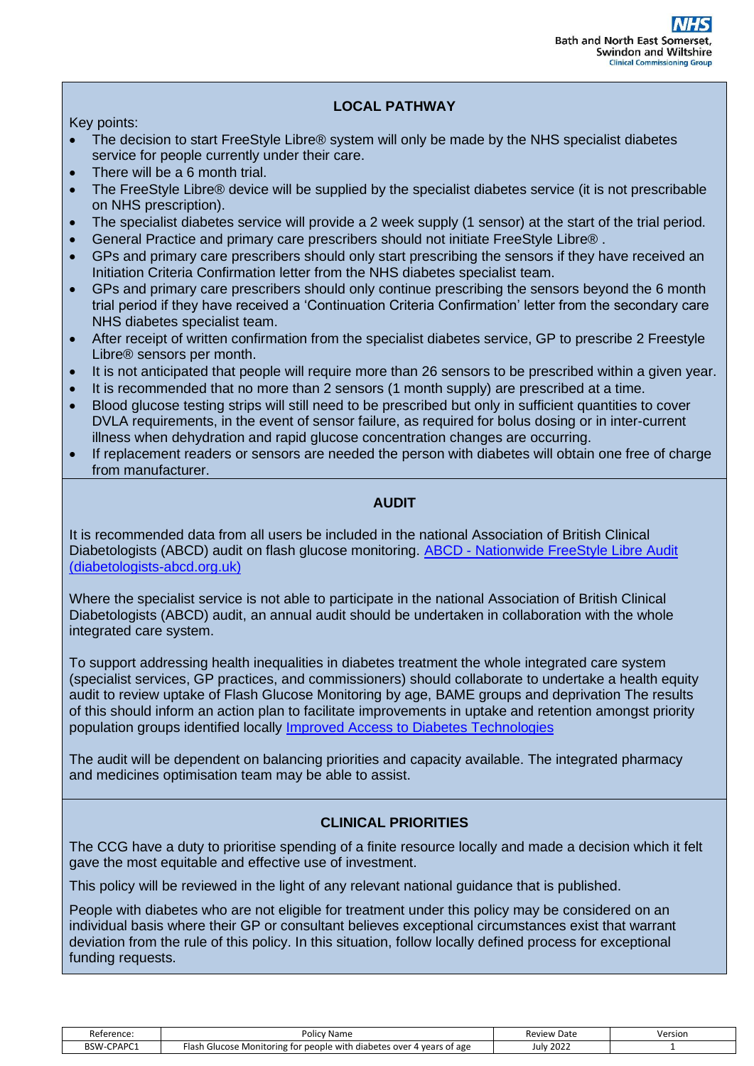## LOCAL PATHWAY

Key points:

- The decision to start FreeStyle Libre® system will only be made by the NHS specialist diabetes service for people currently under their care.
- There will be a 6 month trial.
- The FreeStyle Libre® device will be supplied by the specialist diabetes service (it is not prescribable on NHS prescription).
- The specialist diabetes service will provide a 2 week supply (1 sensor) at the start of the trial period.
- General Practice and primary care prescribers should not initiate FreeStyle Libre® .
- GPs and primary care prescribers should only start prescribing the sensors if they have received an Initiation Criteria Confirmation letter from the NHS diabetes specialist team.
- GPs and primary care prescribers should only continue prescribing the sensors beyond the 6 month trial period if they have received a 'Continuation Criteria Confirmation' letter from the secondary care NHS diabetes specialist team.
- After receipt of written confirmation from the specialist diabetes service, GP to prescribe 2 Freestyle Libre® sensors per month.
- It is not anticipated that people will require more than 26 sensors to be prescribed within a given year.
- It is recommended that no more than 2 sensors (1 month supply) are prescribed at a time.
- Blood glucose testing strips will still need to be prescribed but only in sufficient quantities to cover DVLA requirements, in the event of sensor failure, as required for bolus dosing or in inter-current illness when dehydration and rapid glucose concentration changes are occurring.
- If replacement readers or sensors are needed the person with diabetes will obtain one free of charge from manufacturer.

## AUDIT

It is recommended data from all users be included in the national Association of British Clinical Diabetologists (ABCD) audit on flash glucose monitoring. [ABCD - Nationwide FreeStyle Libre Audit (diabetologists-abcd.org.uk)]

Where the specialist service is not able to participate in the national Association of British Clinical Diabetologists (ABCD) audit, an annual audit should be undertaken in collaboration with the whole integrated care system.

To support addressing health inequalities in diabetes treatment the whole integrated care system (specialist services, GP practices, and commissioners) should collaborate to undertake a health equity audit to review uptake of Flash Glucose Monitoring by age, BAME groups and deprivation The results of this should inform an action plan to facilitate improvements in uptake and retention amongst priority population groups identified locally [Improved Access to Diabetes Technologies]

The audit will be dependent on balancing priorities and capacity available. The integrated pharmacy and medicines optimisation team may be able to assist.

## CLINICAL PRIORITIES

The CCG have a duty to prioritise spending of a finite resource locally and made a decision which it felt gave the most equitable and effective use of investment.

This policy will be reviewed in the light of any relevant national guidance that is published.

People with diabetes who are not eligible for treatment under this policy may be considered on an individual basis where their GP or consultant believes exceptional circumstances exist that warrant deviation from the rule of this policy. In this situation, follow locally defined process for exceptional funding requests.